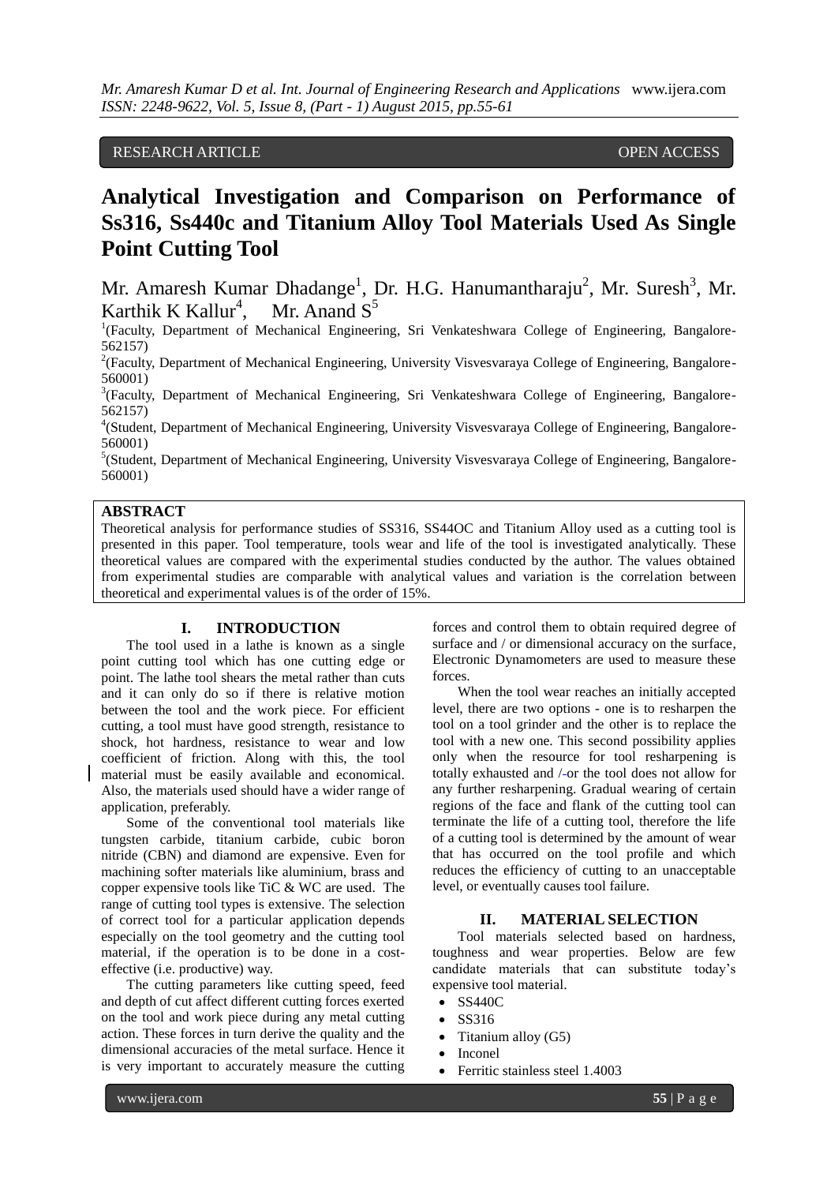RESEARCH ARTICLE OPEN ACCESS

# Analytical Investigation and Comparison on Performance of Ss316, Ss440c and Titanium Alloy Tool Materials Used As Single Point Cutting Tool

Mr. Amaresh Kumar Dhadange[1], Dr. H.G. Hanumantharaju[2], Mr. Suresh[3], Mr. Karthik K Kallur[4], Mr. Anand S[5]

[1](Faculty, Department of Mechanical Engineering, Sri Venkateshwara College of Engineering, Bangalore-562157)

[2](Faculty, Department of Mechanical Engineering, University Visvesvaraya College of Engineering, Bangalore-560001)

[3](Faculty, Department of Mechanical Engineering, Sri Venkateshwara College of Engineering, Bangalore-562157)

[4](Student, Department of Mechanical Engineering, University Visvesvaraya College of Engineering, Bangalore-560001)

[5](Student, Department of Mechanical Engineering, University Visvesvaraya College of Engineering, Bangalore-560001)

## ABSTRACT

Theoretical analysis for performance studies of SS316, SS44OC and Titanium Alloy used as a cutting tool is presented in this paper. Tool temperature, tools wear and life of the tool is investigated analytically. These theoretical values are compared with the experimental studies conducted by the author. The values obtained from experimental studies are comparable with analytical values and variation is the correlation between theoretical and experimental values is of the order of 15%.

## I. INTRODUCTION

The tool used in a lathe is known as a single point cutting tool which has one cutting edge or point. The lathe tool shears the metal rather than cuts and it can only do so if there is relative motion between the tool and the work piece. For efficient cutting, a tool must have good strength, resistance to shock, hot hardness, resistance to wear and low coefficient of friction. Along with this, the tool material must be easily available and economical. Also, the materials used should have a wider range of application, preferably.

Some of the conventional tool materials like tungsten carbide, titanium carbide, cubic boron nitride (CBN) and diamond are expensive. Even for machining softer materials like aluminium, brass and copper expensive tools like TiC & WC are used. The range of cutting tool types is extensive. The selection of correct tool for a particular application depends especially on the tool geometry and the cutting tool material, if the operation is to be done in a cost-effective (i.e. productive) way.

The cutting parameters like cutting speed, feed and depth of cut affect different cutting forces exerted on the tool and work piece during any metal cutting action. These forces in turn derive the quality and the dimensional accuracies of the metal surface. Hence it is very important to accurately measure the cutting forces and control them to obtain required degree of surface and / or dimensional accuracy on the surface, Electronic Dynamometers are used to measure these forces.

When the tool wear reaches an initially accepted level, there are two options - one is to resharpen the tool on a tool grinder and the other is to replace the tool with a new one. This second possibility applies only when the resource for tool resharpening is totally exhausted and /-or the tool does not allow for any further resharpening. Gradual wearing of certain regions of the face and flank of the cutting tool can terminate the life of a cutting tool, therefore the life of a cutting tool is determined by the amount of wear that has occurred on the tool profile and which reduces the efficiency of cutting to an unacceptable level, or eventually causes tool failure.

## II. MATERIAL SELECTION

Tool materials selected based on hardness, toughness and wear properties. Below are few candidate materials that can substitute today's expensive tool material.

- SS440C
- SS316
- Titanium alloy (G5)
- Inconel
- Ferritic stainless steel 1.4003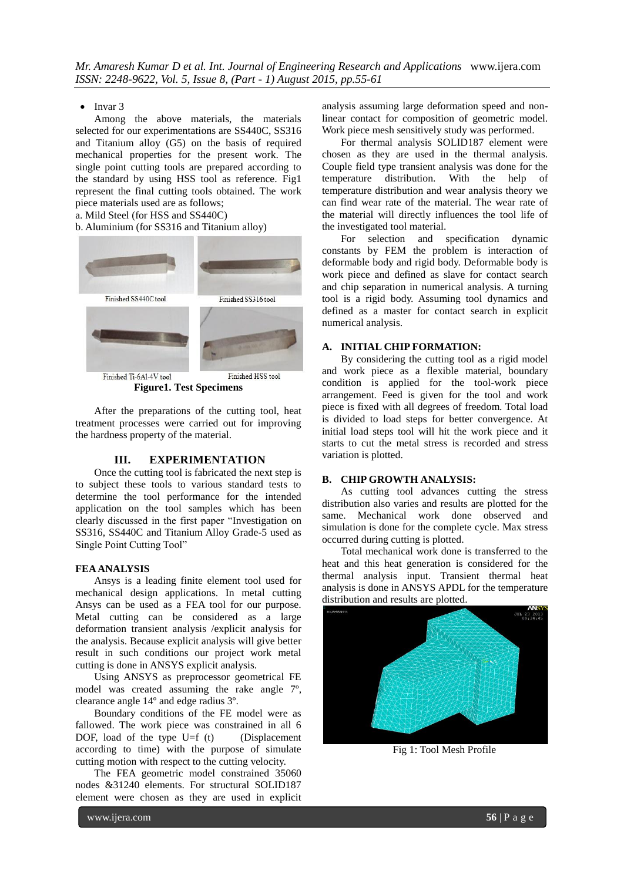- Invar 3

Among the above materials, the materials selected for our experimentations are SS440C, SS316 and Titanium alloy (G5) on the basis of required mechanical properties for the present work. The single point cutting tools are prepared according to the standard by using HSS tool as reference. Fig1 represent the final cutting tools obtained. The work piece materials used are as follows;

a. Mild Steel (for HSS and SS440C)

b. Aluminium (for SS316 and Titanium alloy)

Finished SS440C tool

Finished SS316 tool

Finished Ti-6Al-4V tool

Finished HSS tool

**Figure1. Test Specimens**

After the preparations of the cutting tool, heat treatment processes were carried out for improving the hardness property of the material.

## III. EXPERIMENTATION

Once the cutting tool is fabricated the next step is to subject these tools to various standard tests to determine the tool performance for the intended application on the tool samples which has been clearly discussed in the first paper "Investigation on SS316, SS440C and Titanium Alloy Grade-5 used as Single Point Cutting Tool"

### FEA ANALYSIS

Ansys is a leading finite element tool used for mechanical design applications. In metal cutting Ansys can be used as a FEA tool for our purpose. Metal cutting can be considered as a large deformation transient analysis /explicit analysis for the analysis. Because explicit analysis will give better result in such conditions our project work metal cutting is done in ANSYS explicit analysis.

Using ANSYS as preprocessor geometrical FE model was created assuming the rake angle 7º, clearance angle 14º and edge radius 3º.

Boundary conditions of the FE model were as fallowed. The work piece was constrained in all 6 DOF, load of the type U=f (t) (Displacement according to time) with the purpose of simulate cutting motion with respect to the cutting velocity.

The FEA geometric model constrained 35060 nodes &31240 elements. For structural SOLID187 element were chosen as they are used in explicit analysis assuming large deformation speed and non-linear contact for composition of geometric model. Work piece mesh sensitively study was performed.

For thermal analysis SOLID187 element were chosen as they are used in the thermal analysis. Couple field type transient analysis was done for the temperature distribution. With the help of temperature distribution and wear analysis theory we can find wear rate of the material. The wear rate of the material will directly influences the tool life of the investigated tool material.

For selection and specification dynamic constants by FEM the problem is interaction of deformable body and rigid body. Deformable body is work piece and defined as slave for contact search and chip separation in numerical analysis. A turning tool is a rigid body. Assuming tool dynamics and defined as a master for contact search in explicit numerical analysis.

### A. INITIAL CHIP FORMATION:

By considering the cutting tool as a rigid model and work piece as a flexible material, boundary condition is applied for the tool-work piece arrangement. Feed is given for the tool and work piece is fixed with all degrees of freedom. Total load is divided to load steps for better convergence. At initial load steps tool will hit the work piece and it starts to cut the metal stress is recorded and stress variation is plotted.

### B. CHIP GROWTH ANALYSIS:

As cutting tool advances cutting the stress distribution also varies and results are plotted for the same. Mechanical work done observed and simulation is done for the complete cycle. Max stress occurred during cutting is plotted.

Total mechanical work done is transferred to the heat and this heat generation is considered for the thermal analysis input. Transient thermal heat analysis is done in ANSYS APDL for the temperature distribution and results are plotted.

Fig 1: Tool Mesh Profile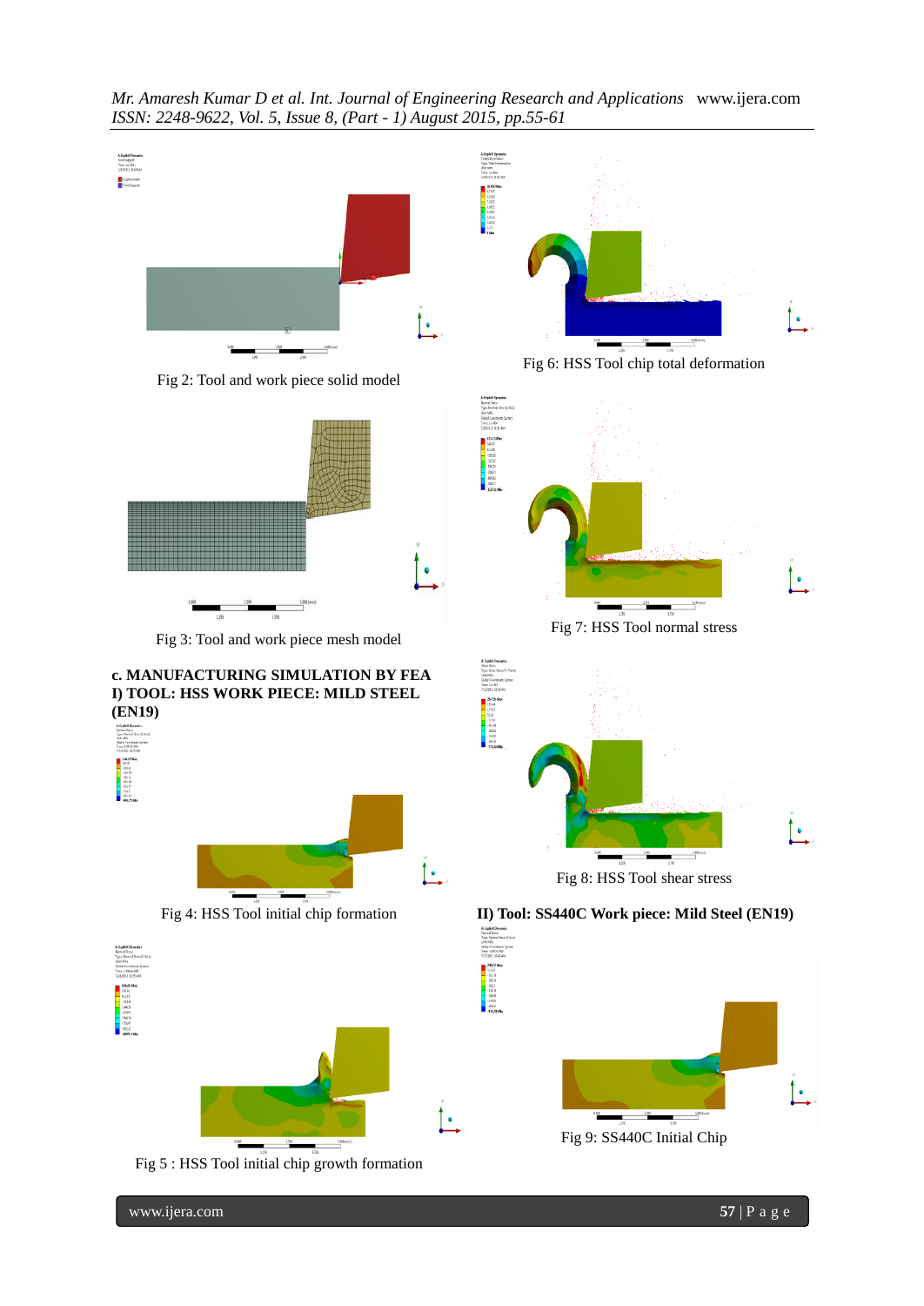Fig 2: Tool and work piece solid model

Fig 3: Tool and work piece mesh model

### c. MANUFACTURING SIMULATION BY FEA

### I) TOOL: HSS WORK PIECE: MILD STEEL (EN19)

Fig 4: HSS Tool initial chip formation

Fig 5 : HSS Tool initial chip growth formation

Fig 6: HSS Tool chip total deformation

Fig 7: HSS Tool normal stress

Fig 8: HSS Tool shear stress

### II) Tool: SS440C Work piece: Mild Steel (EN19)

Fig 9: SS440C Initial Chip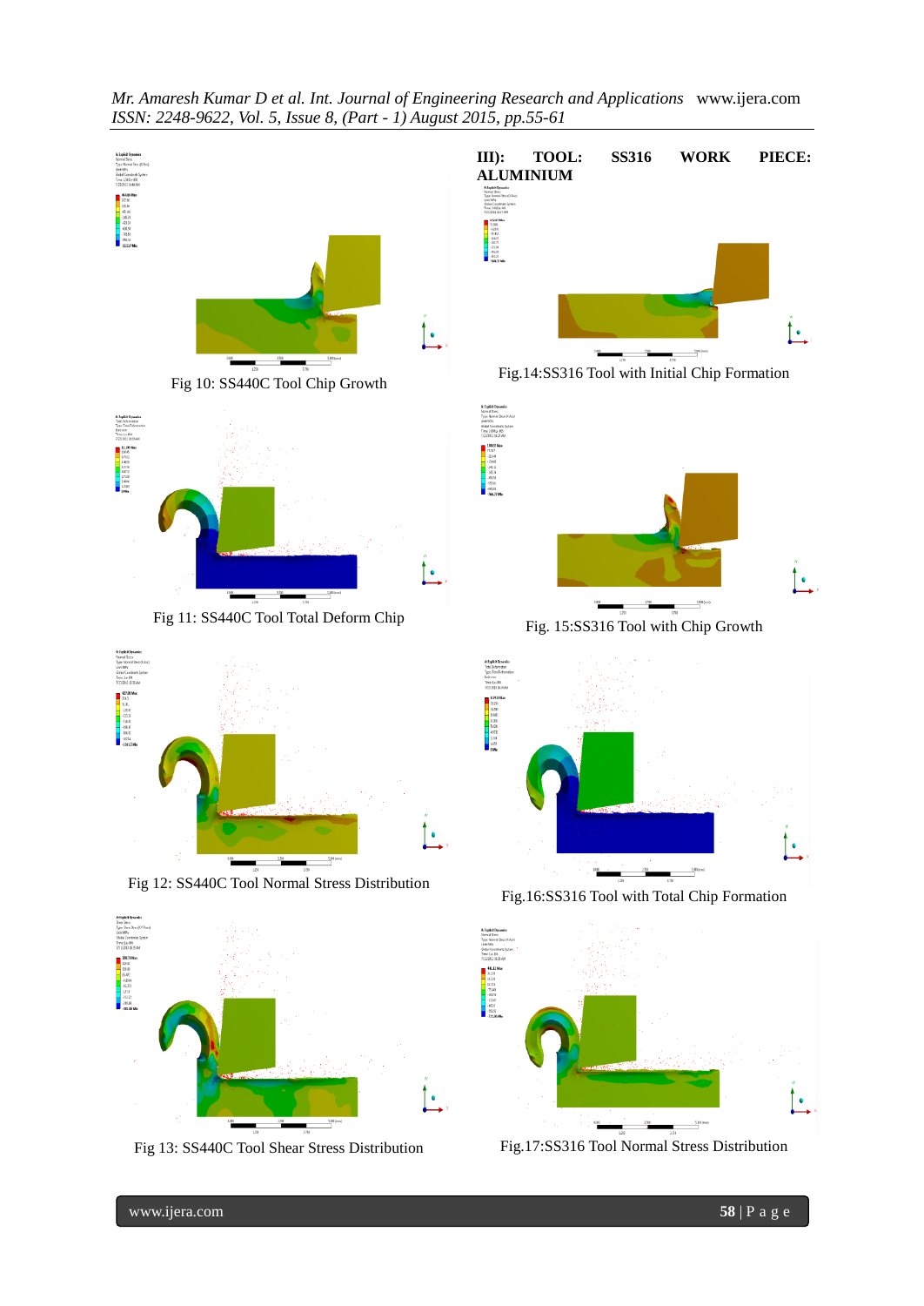Fig 10: SS440C Tool Chip Growth

Fig 11: SS440C Tool Total Deform Chip

Fig 12: SS440C Tool Normal Stress Distribution

Fig 13: SS440C Tool Shear Stress Distribution

**III): TOOL: SS316 WORK PIECE: ALUMINIUM**

Fig.14:SS316 Tool with Initial Chip Formation

Fig. 15:SS316 Tool with Chip Growth

Fig.16:SS316 Tool with Total Chip Formation

Fig.17:SS316 Tool Normal Stress Distribution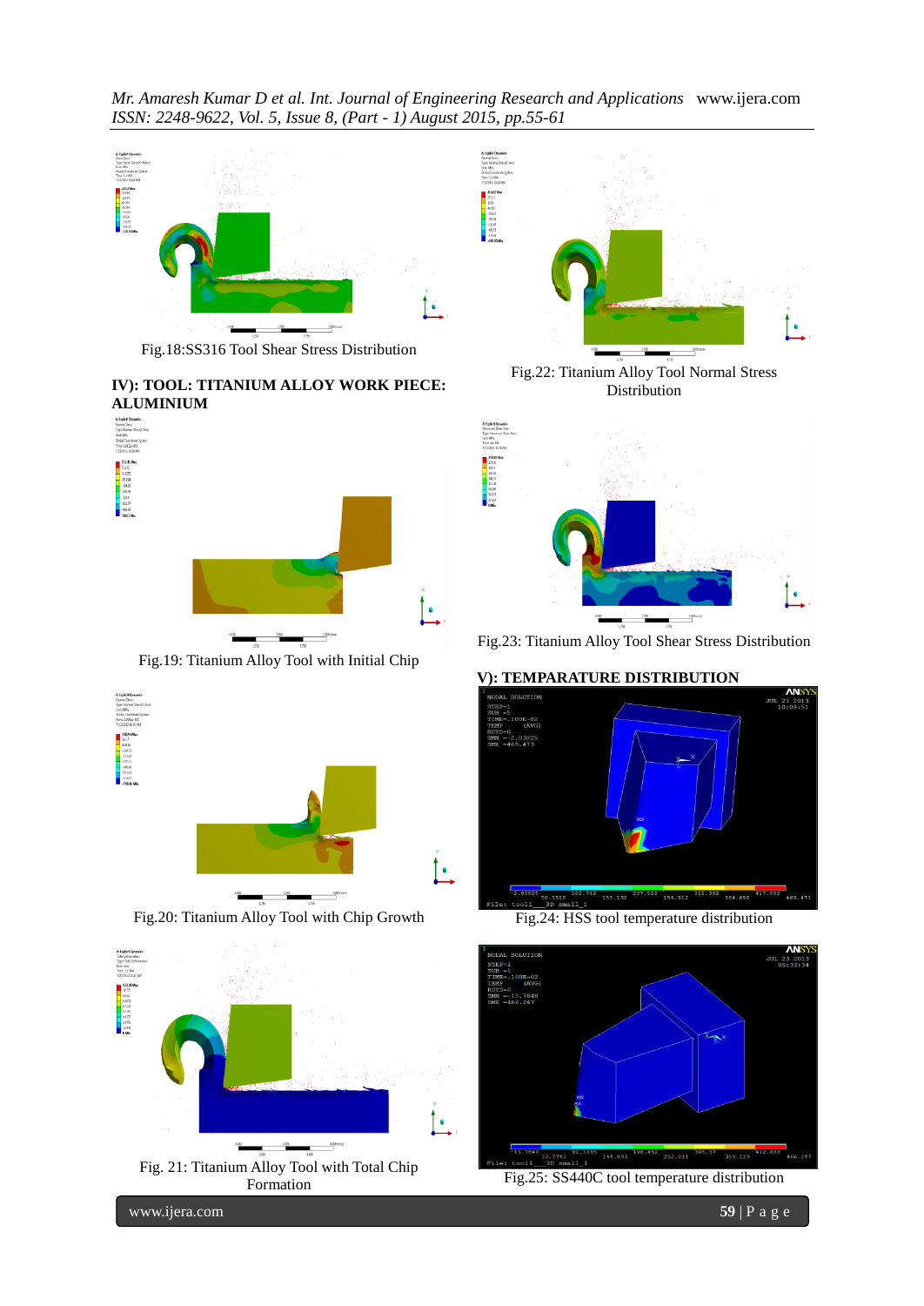Fig.18:SS316 Tool Shear Stress Distribution

### IV): TOOL: TITANIUM ALLOY WORK PIECE: ALUMINIUM

Fig.19: Titanium Alloy Tool with Initial Chip

Fig.20: Titanium Alloy Tool with Chip Growth

Fig. 21: Titanium Alloy Tool with Total Chip Formation

Fig.22: Titanium Alloy Tool Normal Stress Distribution

Fig.23: Titanium Alloy Tool Shear Stress Distribution

### V): TEMPARATURE DISTRIBUTION

Fig.24: HSS tool temperature distribution

Fig.25: SS440C tool temperature distribution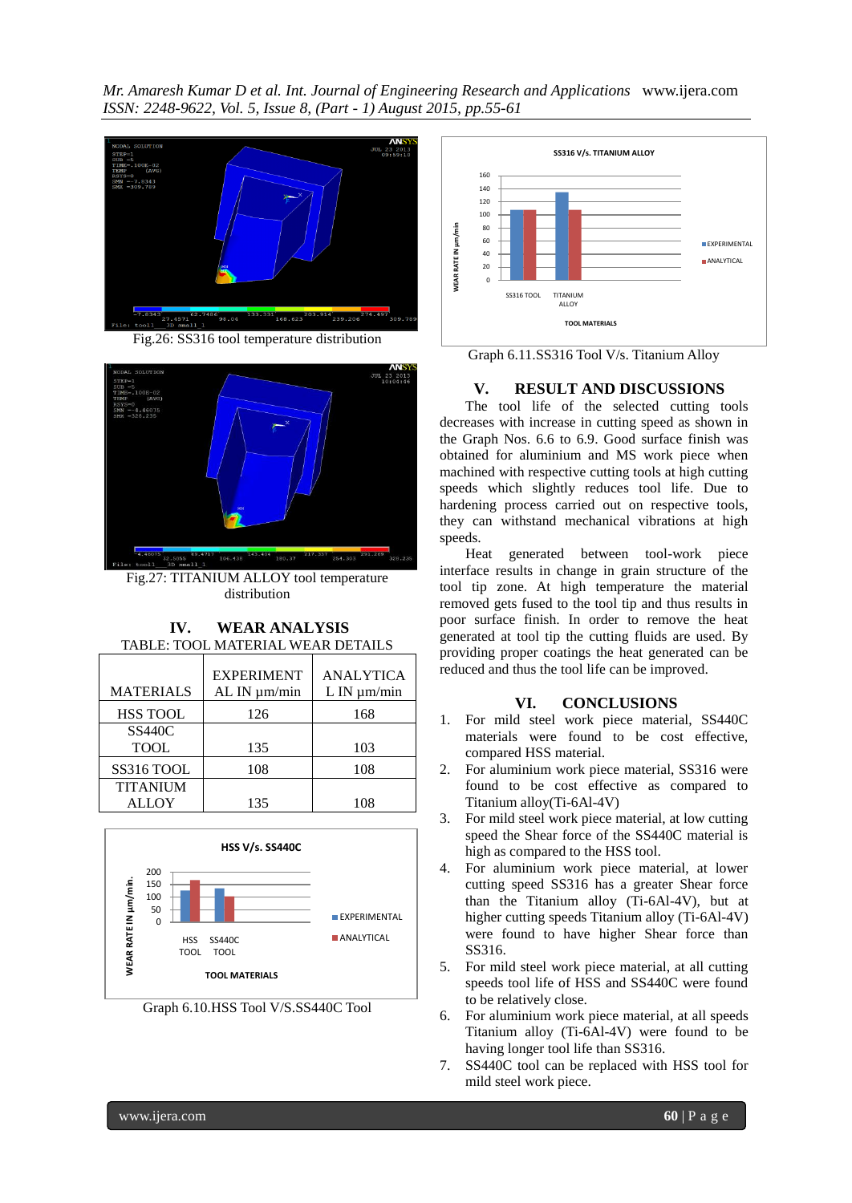Fig.26: SS316 tool temperature distribution

Fig.27: TITANIUM ALLOY tool temperature distribution

## IV. WEAR ANALYSIS

TABLE: TOOL MATERIAL WEAR DETAILS

| MATERIALS | EXPERIMENTAL IN µm/min | ANALYTICAL IN µm/min |
|---|---|---|
| HSS TOOL | 126 | 168 |
| SS440C TOOL | 135 | 103 |
| SS316 TOOL | 108 | 108 |
| TITANIUM ALLOY | 135 | 108 |

Graph 6.10.HSS Tool V/S.SS440C Tool

Graph 6.11.SS316 Tool V/s. Titanium Alloy

## V. RESULT AND DISCUSSIONS

The tool life of the selected cutting tools decreases with increase in cutting speed as shown in the Graph Nos. 6.6 to 6.9. Good surface finish was obtained for aluminium and MS work piece when machined with respective cutting tools at high cutting speeds which slightly reduces tool life. Due to hardening process carried out on respective tools, they can withstand mechanical vibrations at high speeds.

Heat generated between tool-work piece interface results in change in grain structure of the tool tip zone. At high temperature the material removed gets fused to the tool tip and thus results in poor surface finish. In order to remove the heat generated at tool tip the cutting fluids are used. By providing proper coatings the heat generated can be reduced and thus the tool life can be improved.

## VI. CONCLUSIONS

1. For mild steel work piece material, SS440C materials were found to be cost effective, compared HSS material.
2. For aluminium work piece material, SS316 were found to be cost effective as compared to Titanium alloy(Ti-6Al-4V)
3. For mild steel work piece material, at low cutting speed the Shear force of the SS440C material is high as compared to the HSS tool.
4. For aluminium work piece material, at lower cutting speed SS316 has a greater Shear force than the Titanium alloy (Ti-6Al-4V), but at higher cutting speeds Titanium alloy (Ti-6Al-4V) were found to have higher Shear force than SS316.
5. For mild steel work piece material, at all cutting speeds tool life of HSS and SS440C were found to be relatively close.
6. For aluminium work piece material, at all speeds Titanium alloy (Ti-6Al-4V) were found to be having longer tool life than SS316.
7. SS440C tool can be replaced with HSS tool for mild steel work piece.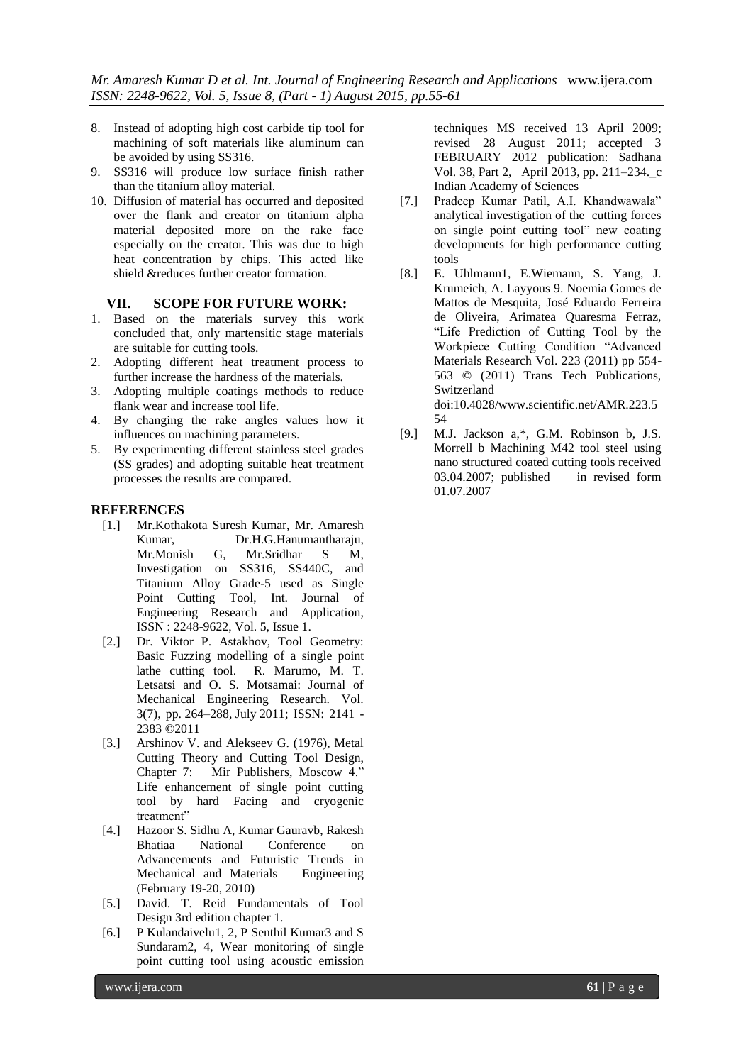8. Instead of adopting high cost carbide tip tool for machining of soft materials like aluminum can be avoided by using SS316.
9. SS316 will produce low surface finish rather than the titanium alloy material.
10. Diffusion of material has occurred and deposited over the flank and creator on titanium alpha material deposited more on the rake face especially on the creator. This was due to high heat concentration by chips. This acted like shield &reduces further creator formation.

## VII. SCOPE FOR FUTURE WORK:

1. Based on the materials survey this work concluded that, only martensitic stage materials are suitable for cutting tools.
2. Adopting different heat treatment process to further increase the hardness of the materials.
3. Adopting multiple coatings methods to reduce flank wear and increase tool life.
4. By changing the rake angles values how it influences on machining parameters.
5. By experimenting different stainless steel grades (SS grades) and adopting suitable heat treatment processes the results are compared.

## REFERENCES

[1.] Mr.Kothakota Suresh Kumar, Mr. Amaresh Kumar, Dr.H.G.Hanumantharaju, Mr.Monish G, Mr.Sridhar S M, Investigation on SS316, SS440C, and Titanium Alloy Grade-5 used as Single Point Cutting Tool, Int. Journal of Engineering Research and Application, ISSN : 2248-9622, Vol. 5, Issue 1.

[2.] Dr. Viktor P. Astakhov, Tool Geometry: Basic Fuzzing modelling of a single point lathe cutting tool. R. Marumo, M. T. Letsatsi and O. S. Motsamai: Journal of Mechanical Engineering Research. Vol. 3(7), pp. 264–288, July 2011; ISSN: 2141 - 2383 ©2011

[3.] Arshinov V. and Alekseev G. (1976), Metal Cutting Theory and Cutting Tool Design, Chapter 7: Mir Publishers, Moscow 4." Life enhancement of single point cutting tool by hard Facing and cryogenic treatment"

[4.] Hazoor S. Sidhu A, Kumar Gauravb, Rakesh Bhatiaa National Conference on Advancements and Futuristic Trends in Mechanical and Materials Engineering (February 19-20, 2010)

[5.] David. T. Reid Fundamentals of Tool Design 3rd edition chapter 1.

[6.] P Kulandaivelu1, 2, P Senthil Kumar3 and S Sundaram2, 4, Wear monitoring of single point cutting tool using acoustic emission techniques MS received 13 April 2009; revised 28 August 2011; accepted 3 FEBRUARY 2012 publication: Sadhana Vol. 38, Part 2, April 2013, pp. 211–234._c Indian Academy of Sciences

[7.] Pradeep Kumar Patil, A.I. Khandwawala" analytical investigation of the cutting forces on single point cutting tool" new coating developments for high performance cutting tools

[8.] E. Uhlmann1, E.Wiemann, S. Yang, J. Krumeich, A. Layyous 9. Noemia Gomes de Mattos de Mesquita, José Eduardo Ferreira de Oliveira, Arimatea Quaresma Ferraz, "Life Prediction of Cutting Tool by the Workpiece Cutting Condition "Advanced Materials Research Vol. 223 (2011) pp 554-563 © (2011) Trans Tech Publications, Switzerland doi:10.4028/www.scientific.net/AMR.223.554

[9.] M.J. Jackson a,*, G.M. Robinson b, J.S. Morrell b Machining M42 tool steel using nano structured coated cutting tools received 03.04.2007; published in revised form 01.07.2007